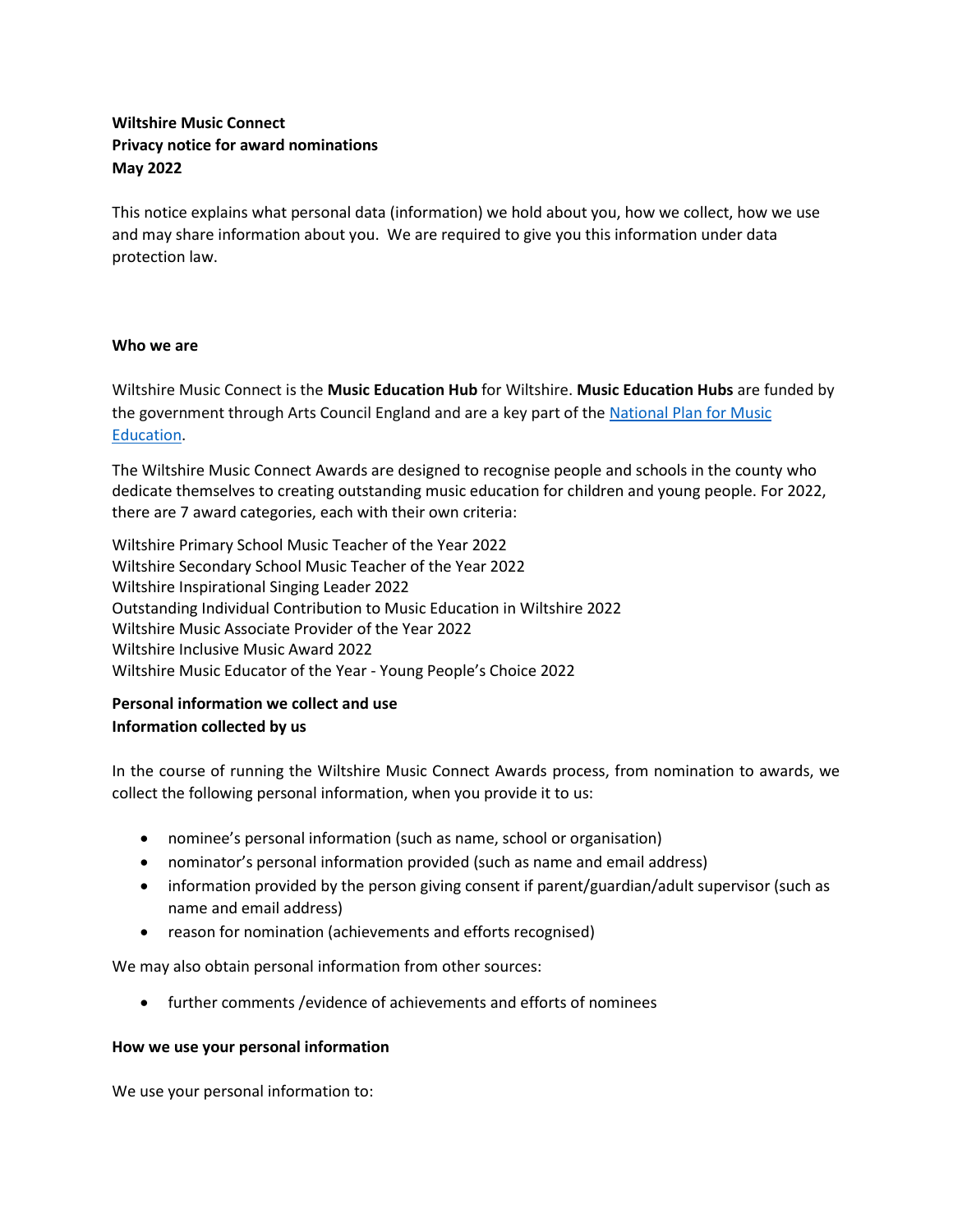**Wiltshire Music Connect**
**Privacy notice for award nominations**
**May 2022**

This notice explains what personal data (information) we hold about you, how we collect, how we use and may share information about you. We are required to give you this information under data protection law.

## Who we are

Wiltshire Music Connect is the **Music Education Hub** for Wiltshire. **Music Education Hubs** are funded by the government through Arts Council England and are a key part of the National Plan for Music Education.

The Wiltshire Music Connect Awards are designed to recognise people and schools in the county who dedicate themselves to creating outstanding music education for children and young people. For 2022, there are 7 award categories, each with their own criteria:

Wiltshire Primary School Music Teacher of the Year 2022
Wiltshire Secondary School Music Teacher of the Year 2022
Wiltshire Inspirational Singing Leader 2022
Outstanding Individual Contribution to Music Education in Wiltshire 2022
Wiltshire Music Associate Provider of the Year 2022
Wiltshire Inclusive Music Award 2022
Wiltshire Music Educator of the Year - Young People's Choice 2022

## Personal information we collect and use

### Information collected by us

In the course of running the Wiltshire Music Connect Awards process, from nomination to awards, we collect the following personal information, when you provide it to us:

- nominee's personal information (such as name, school or organisation)
- nominator's personal information provided (such as name and email address)
- information provided by the person giving consent if parent/guardian/adult supervisor (such as name and email address)
- reason for nomination (achievements and efforts recognised)

We may also obtain personal information from other sources:

- further comments /evidence of achievements and efforts of nominees

## How we use your personal information

We use your personal information to: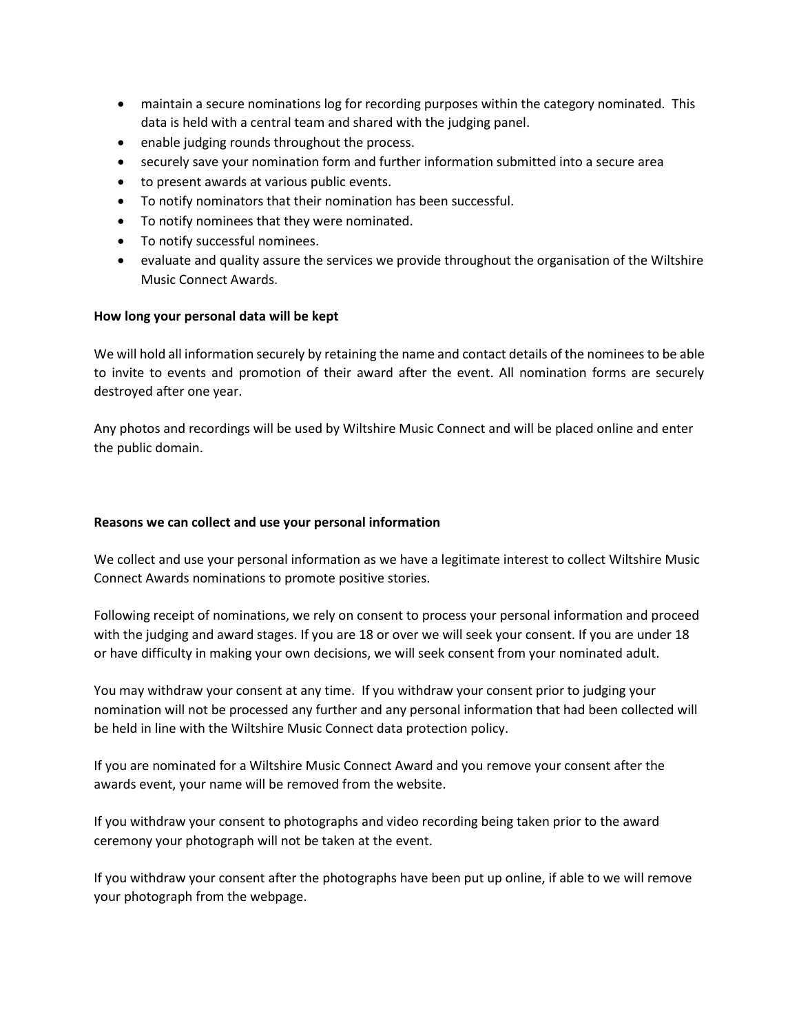- maintain a secure nominations log for recording purposes within the category nominated. This data is held with a central team and shared with the judging panel.
- enable judging rounds throughout the process.
- securely save your nomination form and further information submitted into a secure area
- to present awards at various public events.
- To notify nominators that their nomination has been successful.
- To notify nominees that they were nominated.
- To notify successful nominees.
- evaluate and quality assure the services we provide throughout the organisation of the Wiltshire Music Connect Awards.

**How long your personal data will be kept**

We will hold all information securely by retaining the name and contact details of the nominees to be able to invite to events and promotion of their award after the event. All nomination forms are securely destroyed after one year.

Any photos and recordings will be used by Wiltshire Music Connect and will be placed online and enter the public domain.

**Reasons we can collect and use your personal information**

We collect and use your personal information as we have a legitimate interest to collect Wiltshire Music Connect Awards nominations to promote positive stories.

Following receipt of nominations, we rely on consent to process your personal information and proceed with the judging and award stages. If you are 18 or over we will seek your consent. If you are under 18 or have difficulty in making your own decisions, we will seek consent from your nominated adult.

You may withdraw your consent at any time. If you withdraw your consent prior to judging your nomination will not be processed any further and any personal information that had been collected will be held in line with the Wiltshire Music Connect data protection policy.

If you are nominated for a Wiltshire Music Connect Award and you remove your consent after the awards event, your name will be removed from the website.

If you withdraw your consent to photographs and video recording being taken prior to the award ceremony your photograph will not be taken at the event.

If you withdraw your consent after the photographs have been put up online, if able to we will remove your photograph from the webpage.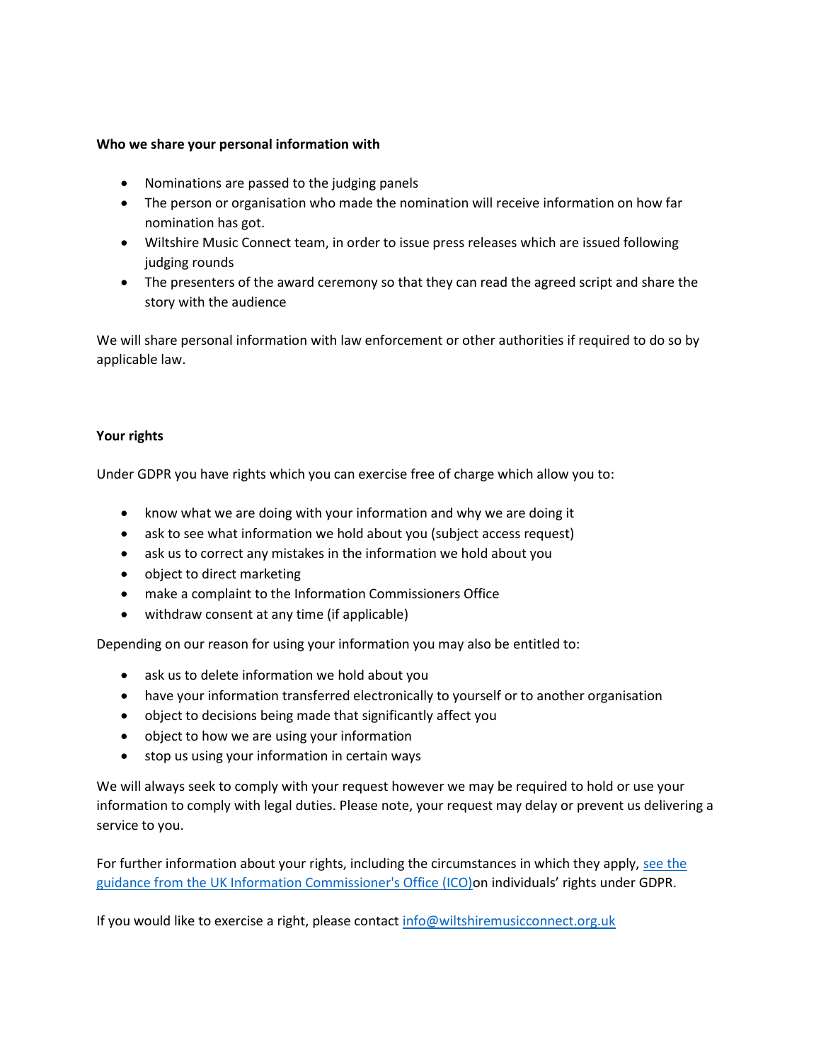**Who we share your personal information with**

- Nominations are passed to the judging panels
- The person or organisation who made the nomination will receive information on how far nomination has got.
- Wiltshire Music Connect team, in order to issue press releases which are issued following judging rounds
- The presenters of the award ceremony so that they can read the agreed script and share the story with the audience

We will share personal information with law enforcement or other authorities if required to do so by applicable law.

**Your rights**

Under GDPR you have rights which you can exercise free of charge which allow you to:

- know what we are doing with your information and why we are doing it
- ask to see what information we hold about you (subject access request)
- ask us to correct any mistakes in the information we hold about you
- object to direct marketing
- make a complaint to the Information Commissioners Office
- withdraw consent at any time (if applicable)

Depending on our reason for using your information you may also be entitled to:

- ask us to delete information we hold about you
- have your information transferred electronically to yourself or to another organisation
- object to decisions being made that significantly affect you
- object to how we are using your information
- stop us using your information in certain ways

We will always seek to comply with your request however we may be required to hold or use your information to comply with legal duties. Please note, your request may delay or prevent us delivering a service to you.

For further information about your rights, including the circumstances in which they apply, see the guidance from the UK Information Commissioner's Office (ICO)on individuals' rights under GDPR.

If you would like to exercise a right, please contact info@wiltshiremusicconnect.org.uk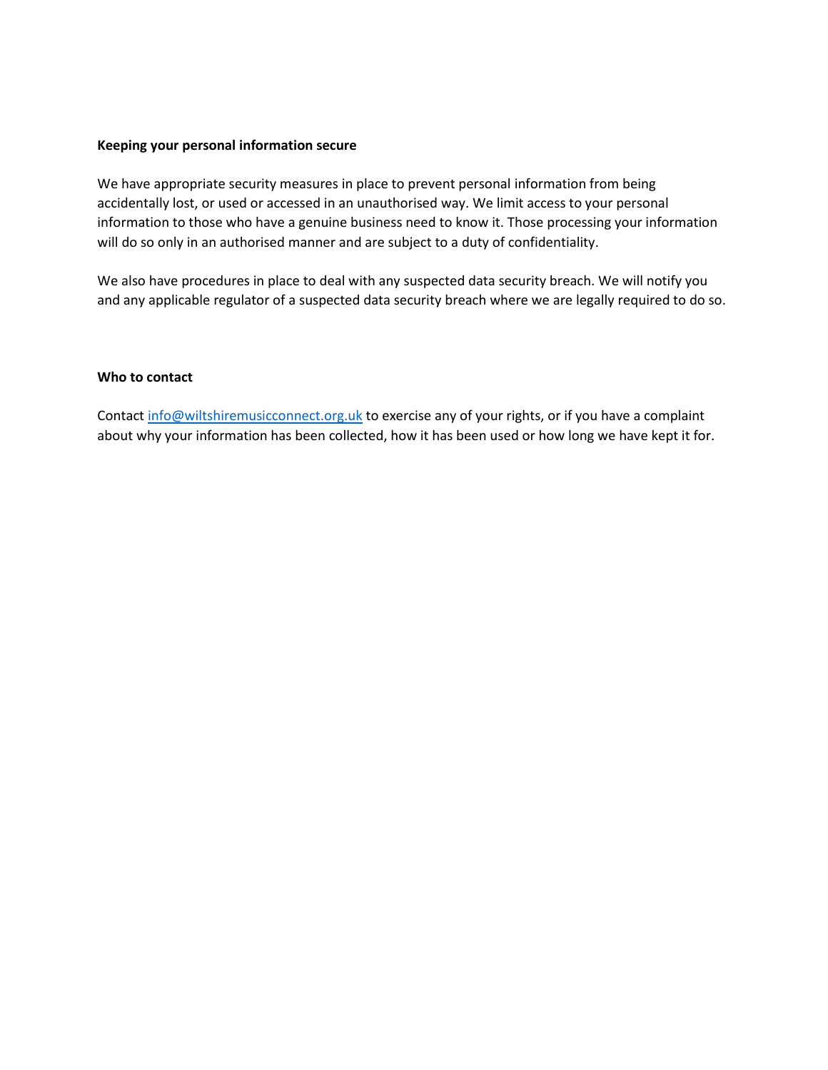**Keeping your personal information secure**

We have appropriate security measures in place to prevent personal information from being accidentally lost, or used or accessed in an unauthorised way. We limit access to your personal information to those who have a genuine business need to know it. Those processing your information will do so only in an authorised manner and are subject to a duty of confidentiality.

We also have procedures in place to deal with any suspected data security breach. We will notify you and any applicable regulator of a suspected data security breach where we are legally required to do so.

**Who to contact**

Contact info@wiltshiremusicconnect.org.uk to exercise any of your rights, or if you have a complaint about why your information has been collected, how it has been used or how long we have kept it for.